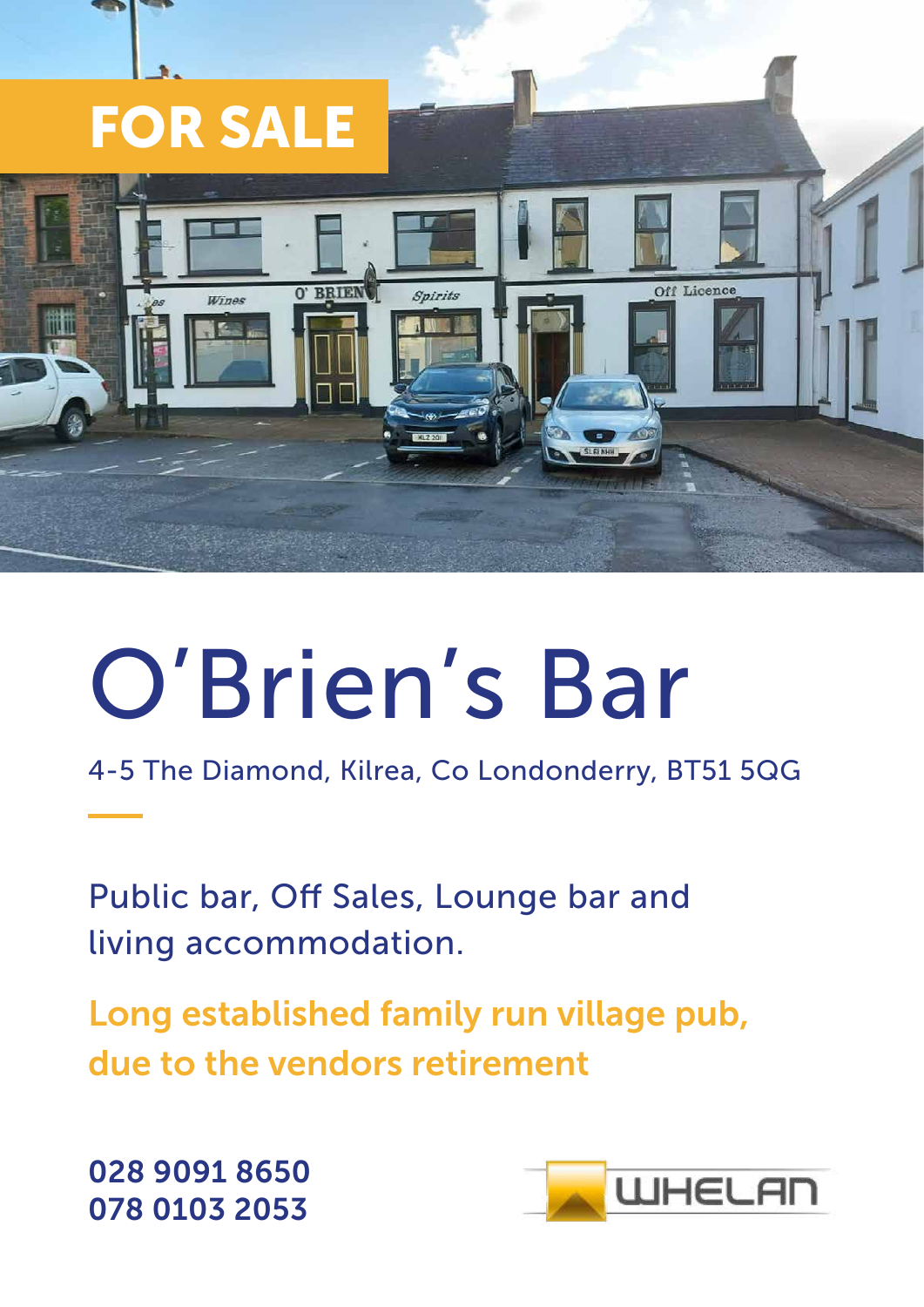FOR SALE

# O'Brien's Bar

4-5 The Diamond, Kilrea, Co Londonderry, BT51 5QG

Public bar, Off Sales, Lounge bar and living accommodation.

**Long established family run village pub, due to the vendors retirement**

**028 9091 8650**
**078 0103 2053**

WHELAN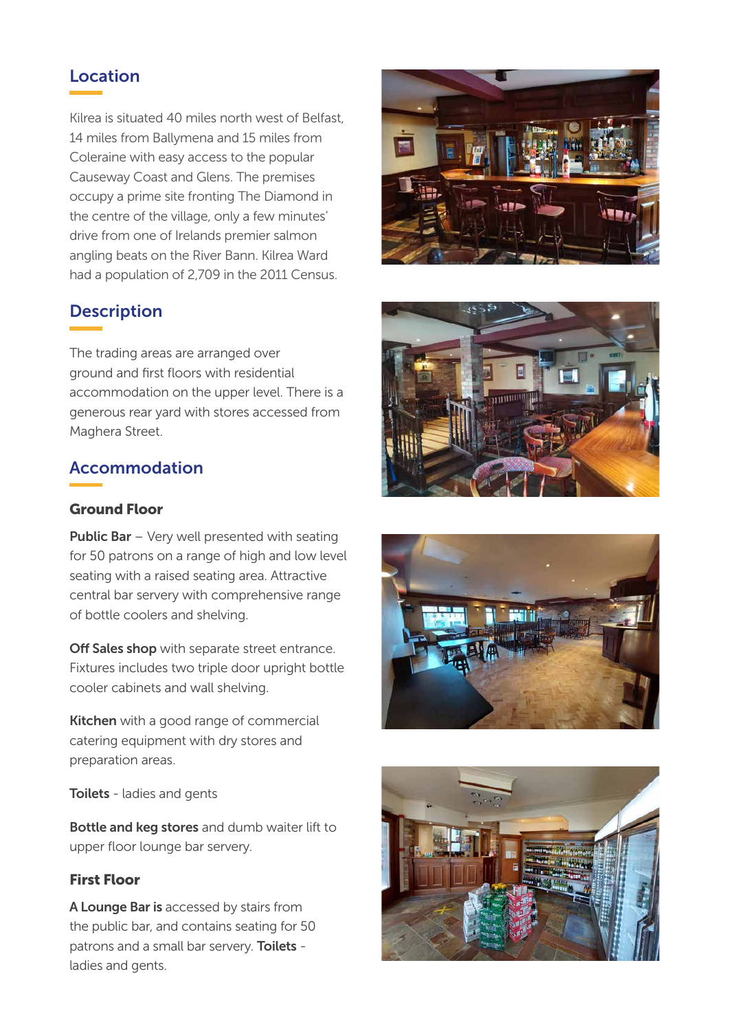## Location

Kilrea is situated 40 miles north west of Belfast, 14 miles from Ballymena and 15 miles from Coleraine with easy access to the popular Causeway Coast and Glens. The premises occupy a prime site fronting The Diamond in the centre of the village, only a few minutes' drive from one of Irelands premier salmon angling beats on the River Bann. Kilrea Ward had a population of 2,709 in the 2011 Census.

## Description

The trading areas are arranged over ground and first floors with residential accommodation on the upper level. There is a generous rear yard with stores accessed from Maghera Street.

## Accommodation

### Ground Floor

**Public Bar** – Very well presented with seating for 50 patrons on a range of high and low level seating with a raised seating area. Attractive central bar servery with comprehensive range of bottle coolers and shelving.

**Off Sales shop** with separate street entrance. Fixtures includes two triple door upright bottle cooler cabinets and wall shelving.

**Kitchen** with a good range of commercial catering equipment with dry stores and preparation areas.

**Toilets** - ladies and gents

**Bottle and keg stores** and dumb waiter lift to upper floor lounge bar servery.

### First Floor

**A Lounge Bar is** accessed by stairs from the public bar, and contains seating for 50 patrons and a small bar servery. **Toilets** - ladies and gents.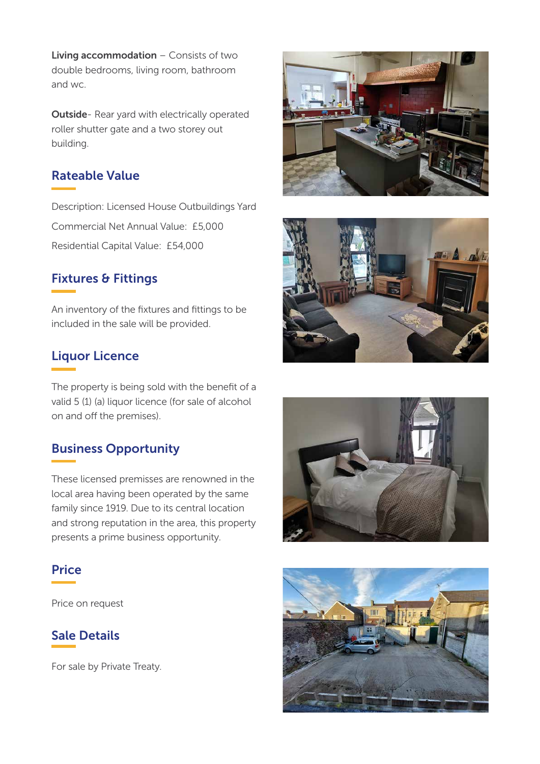**Living accommodation** – Consists of two double bedrooms, living room, bathroom and wc.

**Outside**- Rear yard with electrically operated roller shutter gate and a two storey out building.

## Rateable Value

Description: Licensed House Outbuildings Yard

Commercial Net Annual Value: £5,000

Residential Capital Value: £54,000

## Fixtures & Fittings

An inventory of the fixtures and fittings to be included in the sale will be provided.

## Liquor Licence

The property is being sold with the benefit of a valid 5 (1) (a) liquor licence (for sale of alcohol on and off the premises).

## Business Opportunity

These licensed premisses are renowned in the local area having been operated by the same family since 1919. Due to its central location and strong reputation in the area, this property presents a prime business opportunity.

## Price

Price on request

## Sale Details

For sale by Private Treaty.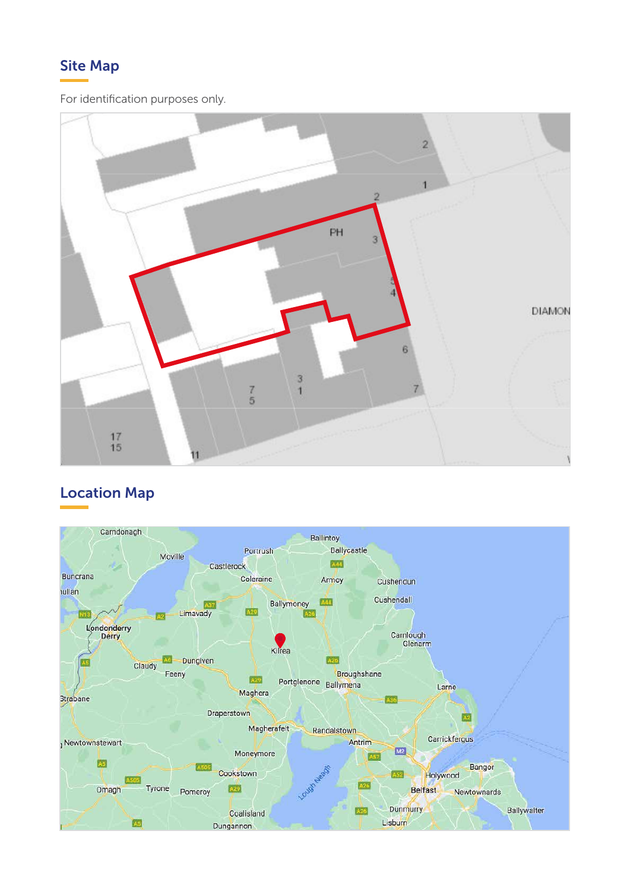## Site Map

For identification purposes only.

## Location Map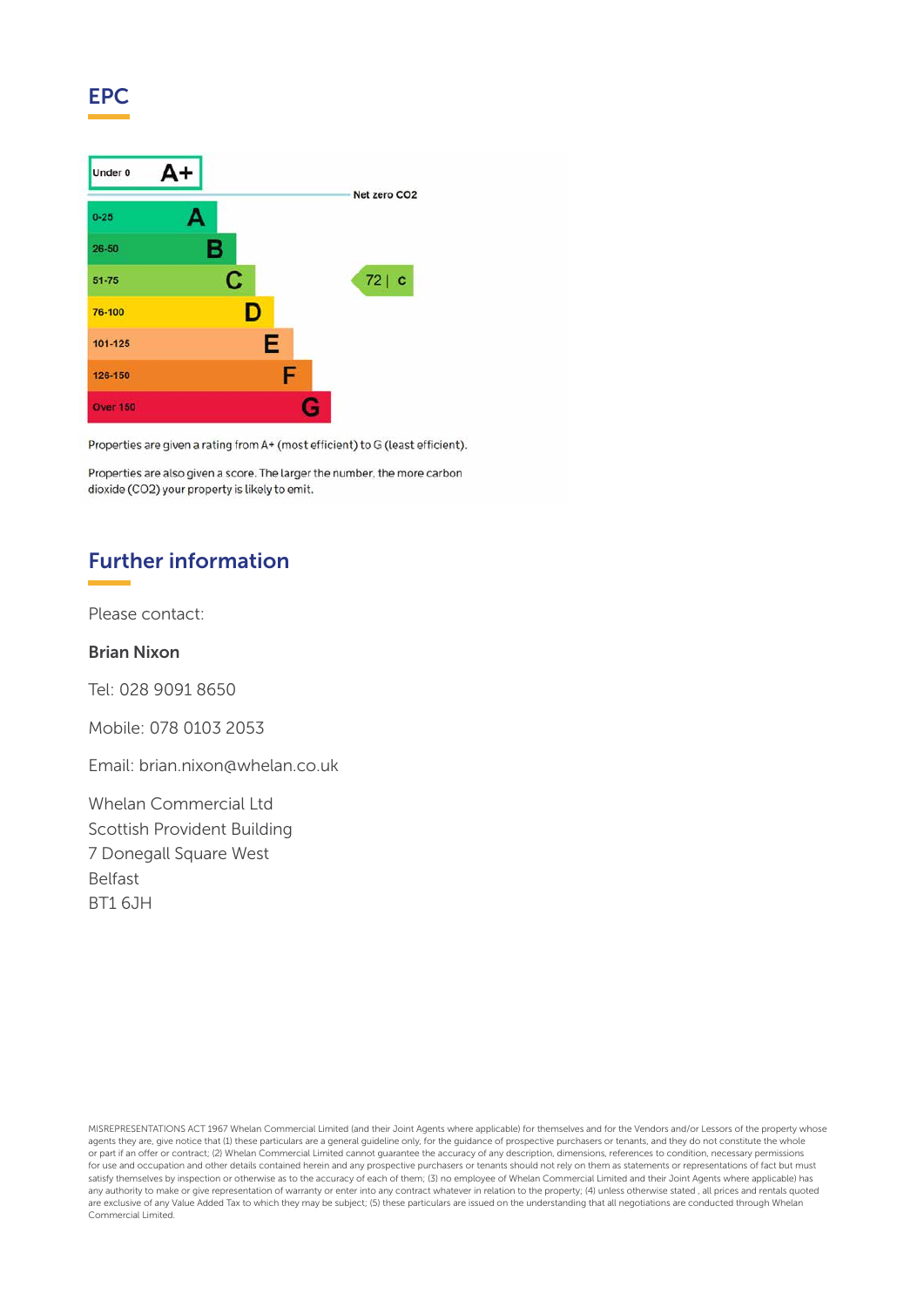## EPC

Under 0 A+

Net zero CO2

0-25 A

26-50 B

51-75 C

76-100 D

101-125 E

126-150 F

Over 150 G

72 | C

Properties are given a rating from A+ (most efficient) to G (least efficient).

Properties are also given a score. The larger the number, the more carbon dioxide (CO2) your property is likely to emit.

## Further information

Please contact:

**Brian Nixon**

Tel: 028 9091 8650

Mobile: 078 0103 2053

Email: brian.nixon@whelan.co.uk

Whelan Commercial Ltd
Scottish Provident Building
7 Donegall Square West
Belfast
BT1 6JH

MISREPRESENTATIONS ACT 1967 Whelan Commercial Limited (and their Joint Agents where applicable) for themselves and for the Vendors and/or Lessors of the property whose agents they are, give notice that (1) these particulars are a general guideline only, for the guidance of prospective purchasers or tenants, and they do not constitute the whole or part if an offer or contract; (2) Whelan Commercial Limited cannot guarantee the accuracy of any description, dimensions, references to condition, necessary permissions for use and occupation and other details contained herein and any prospective purchasers or tenants should not rely on them as statements or representations of fact but must satisfy themselves by inspection or otherwise as to the accuracy of each of them; (3) no employee of Whelan Commercial Limited and their Joint Agents where applicable) has any authority to make or give representation of warranty or enter into any contract whatever in relation to the property; (4) unless otherwise stated , all prices and rentals quoted are exclusive of any Value Added Tax to which they may be subject; (5) these particulars are issued on the understanding that all negotiations are conducted through Whelan Commercial Limited.